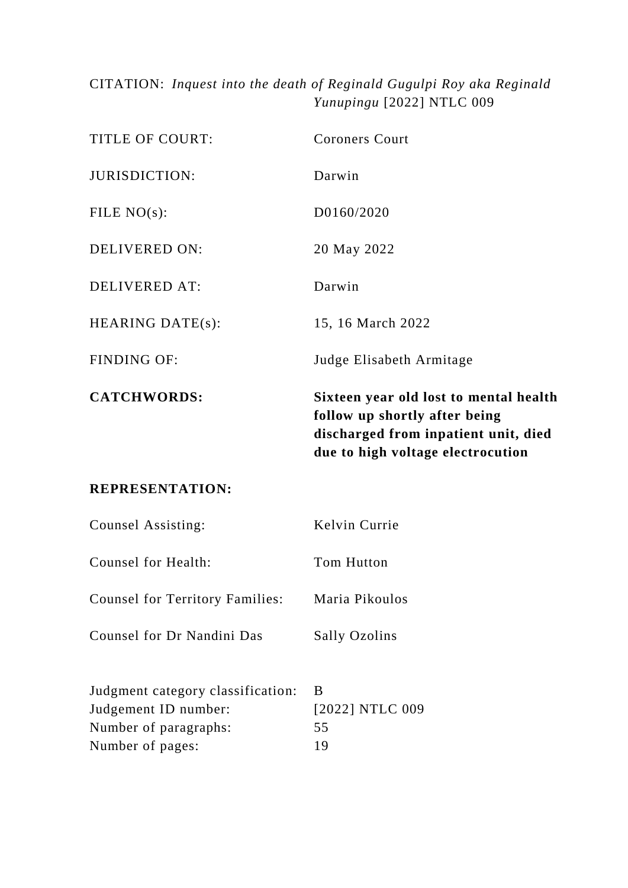CITATION: *Inquest into the death of Reginald Gugulpi Roy aka Reginald Yunupingu* [2022] NTLC 009

TITLE OF COURT: Coroners Court

JURISDICTION: Darwin

FILE NO(s): D0160/2020

DELIVERED ON: 20 May 2022

DELIVERED AT: Darwin

HEARING DATE(s): 15, 16 March 2022

FINDING OF: Judge Elisabeth Armitage

**CATCHWORDS:** **Sixteen year old lost to mental health follow up shortly after being discharged from inpatient unit, died due to high voltage electrocution**

**REPRESENTATION:**

Counsel Assisting: Kelvin Currie

Counsel for Health: Tom Hutton

Counsel for Territory Families: Maria Pikoulos

Counsel for Dr Nandini Das Sally Ozolins

Judgment category classification: B
Judgement ID number: [2022] NTLC 009
Number of paragraphs: 55
Number of pages: 19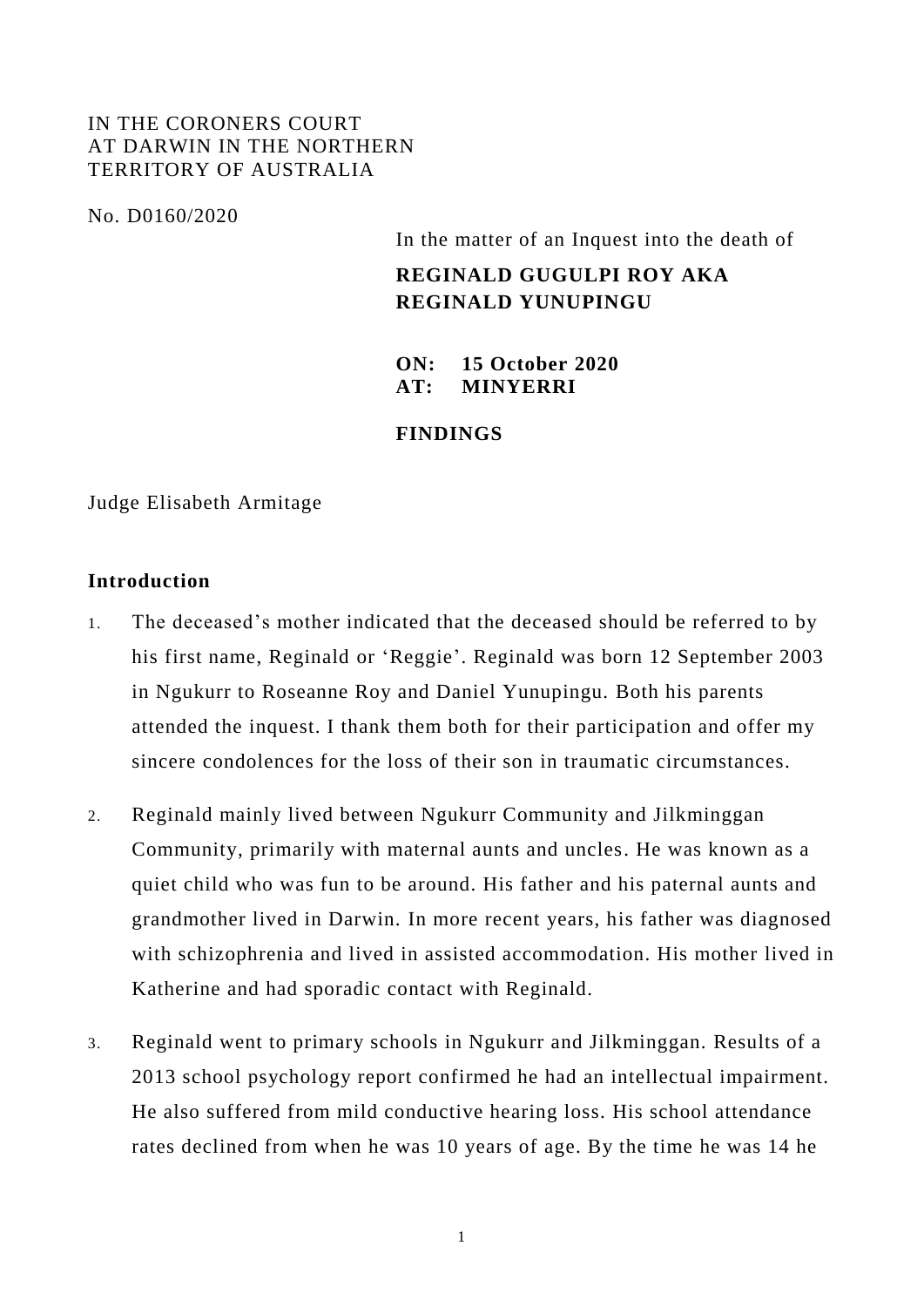IN THE CORONERS COURT
AT DARWIN IN THE NORTHERN
TERRITORY OF AUSTRALIA

No. D0160/2020

In the matter of an Inquest into the death of

**REGINALD GUGULPI ROY AKA REGINALD YUNUPINGU**

**ON: 15 October 2020**
**AT: MINYERRI**

**FINDINGS**

Judge Elisabeth Armitage

## Introduction

1. The deceased's mother indicated that the deceased should be referred to by his first name, Reginald or 'Reggie'. Reginald was born 12 September 2003 in Ngukurr to Roseanne Roy and Daniel Yunupingu. Both his parents attended the inquest. I thank them both for their participation and offer my sincere condolences for the loss of their son in traumatic circumstances.

2. Reginald mainly lived between Ngukurr Community and Jilkminggan Community, primarily with maternal aunts and uncles. He was known as a quiet child who was fun to be around. His father and his paternal aunts and grandmother lived in Darwin. In more recent years, his father was diagnosed with schizophrenia and lived in assisted accommodation. His mother lived in Katherine and had sporadic contact with Reginald.

3. Reginald went to primary schools in Ngukurr and Jilkminggan. Results of a 2013 school psychology report confirmed he had an intellectual impairment. He also suffered from mild conductive hearing loss. His school attendance rates declined from when he was 10 years of age. By the time he was 14 he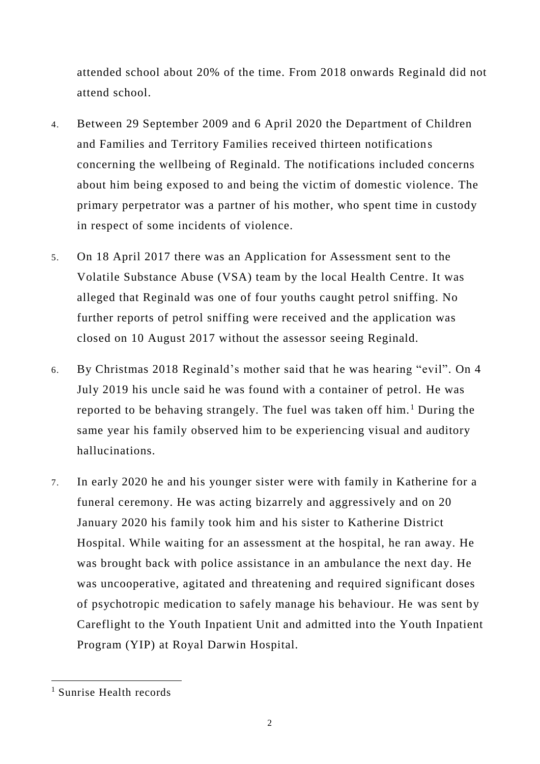attended school about 20% of the time. From 2018 onwards Reginald did not attend school.

4. Between 29 September 2009 and 6 April 2020 the Department of Children and Families and Territory Families received thirteen notifications concerning the wellbeing of Reginald. The notifications included concerns about him being exposed to and being the victim of domestic violence. The primary perpetrator was a partner of his mother, who spent time in custody in respect of some incidents of violence.

5. On 18 April 2017 there was an Application for Assessment sent to the Volatile Substance Abuse (VSA) team by the local Health Centre. It was alleged that Reginald was one of four youths caught petrol sniffing. No further reports of petrol sniffing were received and the application was closed on 10 August 2017 without the assessor seeing Reginald.

6. By Christmas 2018 Reginald's mother said that he was hearing "evil". On 4 July 2019 his uncle said he was found with a container of petrol. He was reported to be behaving strangely. The fuel was taken off him.[1] During the same year his family observed him to be experiencing visual and auditory hallucinations.

7. In early 2020 he and his younger sister were with family in Katherine for a funeral ceremony. He was acting bizarrely and aggressively and on 20 January 2020 his family took him and his sister to Katherine District Hospital. While waiting for an assessment at the hospital, he ran away. He was brought back with police assistance in an ambulance the next day. He was uncooperative, agitated and threatening and required significant doses of psychotropic medication to safely manage his behaviour. He was sent by Careflight to the Youth Inpatient Unit and admitted into the Youth Inpatient Program (YIP) at Royal Darwin Hospital.

---

[1] Sunrise Health records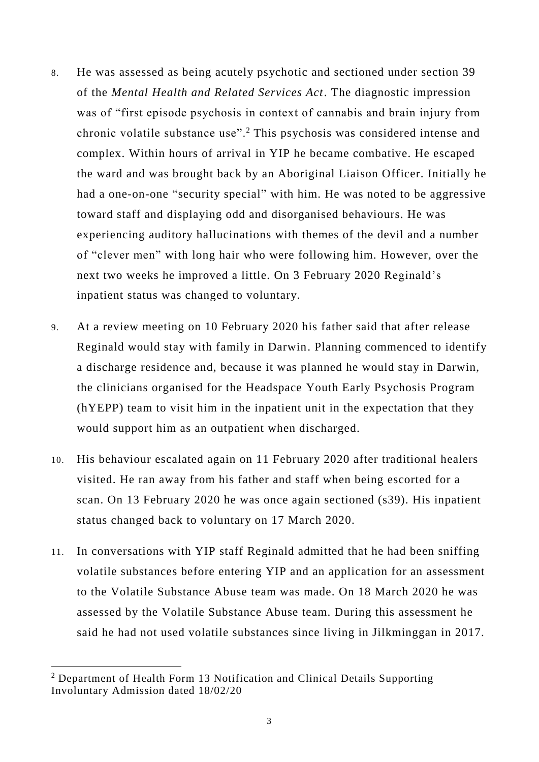8. He was assessed as being acutely psychotic and sectioned under section 39 of the *Mental Health and Related Services Act*. The diagnostic impression was of "first episode psychosis in context of cannabis and brain injury from chronic volatile substance use".[2] This psychosis was considered intense and complex. Within hours of arrival in YIP he became combative. He escaped the ward and was brought back by an Aboriginal Liaison Officer. Initially he had a one-on-one "security special" with him. He was noted to be aggressive toward staff and displaying odd and disorganised behaviours. He was experiencing auditory hallucinations with themes of the devil and a number of "clever men" with long hair who were following him. However, over the next two weeks he improved a little. On 3 February 2020 Reginald's inpatient status was changed to voluntary.

9. At a review meeting on 10 February 2020 his father said that after release Reginald would stay with family in Darwin. Planning commenced to identify a discharge residence and, because it was planned he would stay in Darwin, the clinicians organised for the Headspace Youth Early Psychosis Program (hYEPP) team to visit him in the inpatient unit in the expectation that they would support him as an outpatient when discharged.

10. His behaviour escalated again on 11 February 2020 after traditional healers visited. He ran away from his father and staff when being escorted for a scan. On 13 February 2020 he was once again sectioned (s39). His inpatient status changed back to voluntary on 17 March 2020.

11. In conversations with YIP staff Reginald admitted that he had been sniffing volatile substances before entering YIP and an application for an assessment to the Volatile Substance Abuse team was made. On 18 March 2020 he was assessed by the Volatile Substance Abuse team. During this assessment he said he had not used volatile substances since living in Jilkminggan in 2017.

---

[2] Department of Health Form 13 Notification and Clinical Details Supporting Involuntary Admission dated 18/02/20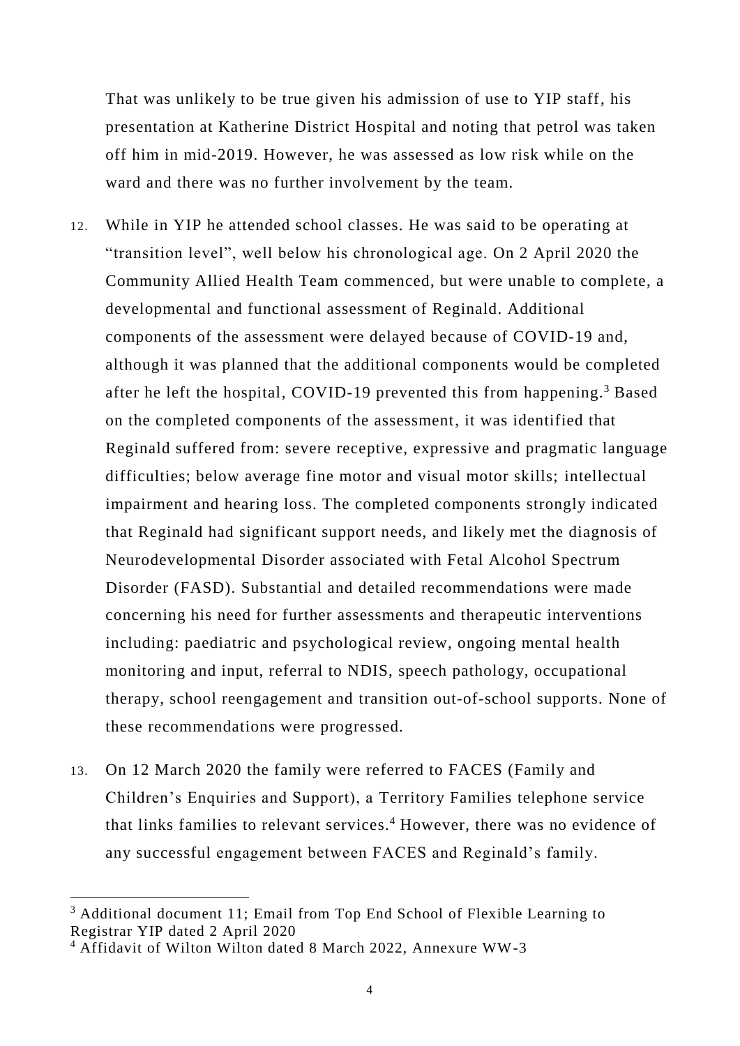That was unlikely to be true given his admission of use to YIP staff, his presentation at Katherine District Hospital and noting that petrol was taken off him in mid-2019. However, he was assessed as low risk while on the ward and there was no further involvement by the team.

12. While in YIP he attended school classes. He was said to be operating at "transition level", well below his chronological age. On 2 April 2020 the Community Allied Health Team commenced, but were unable to complete, a developmental and functional assessment of Reginald. Additional components of the assessment were delayed because of COVID-19 and, although it was planned that the additional components would be completed after he left the hospital, COVID-19 prevented this from happening.[3] Based on the completed components of the assessment, it was identified that Reginald suffered from: severe receptive, expressive and pragmatic language difficulties; below average fine motor and visual motor skills; intellectual impairment and hearing loss. The completed components strongly indicated that Reginald had significant support needs, and likely met the diagnosis of Neurodevelopmental Disorder associated with Fetal Alcohol Spectrum Disorder (FASD). Substantial and detailed recommendations were made concerning his need for further assessments and therapeutic interventions including: paediatric and psychological review, ongoing mental health monitoring and input, referral to NDIS, speech pathology, occupational therapy, school reengagement and transition out-of-school supports. None of these recommendations were progressed.

13. On 12 March 2020 the family were referred to FACES (Family and Children's Enquiries and Support), a Territory Families telephone service that links families to relevant services.[4] However, there was no evidence of any successful engagement between FACES and Reginald's family.

---

[3] Additional document 11; Email from Top End School of Flexible Learning to Registrar YIP dated 2 April 2020

[4] Affidavit of Wilton Wilton dated 8 March 2022, Annexure WW-3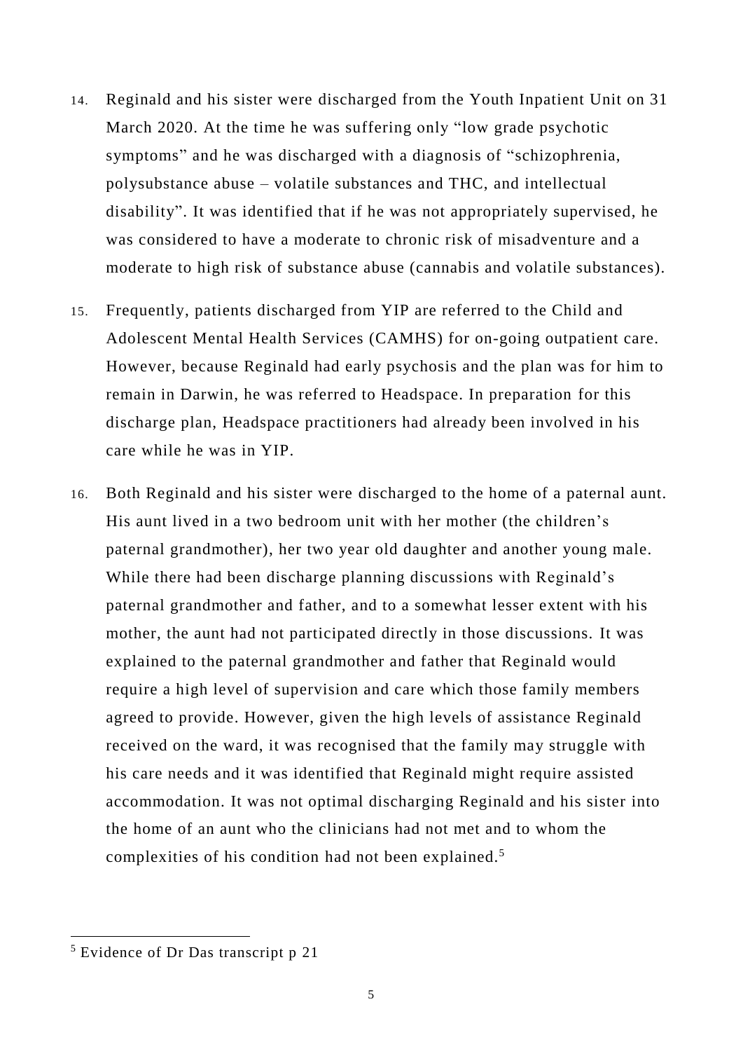14. Reginald and his sister were discharged from the Youth Inpatient Unit on 31 March 2020. At the time he was suffering only "low grade psychotic symptoms" and he was discharged with a diagnosis of "schizophrenia, polysubstance abuse – volatile substances and THC, and intellectual disability". It was identified that if he was not appropriately supervised, he was considered to have a moderate to chronic risk of misadventure and a moderate to high risk of substance abuse (cannabis and volatile substances).

15. Frequently, patients discharged from YIP are referred to the Child and Adolescent Mental Health Services (CAMHS) for on-going outpatient care. However, because Reginald had early psychosis and the plan was for him to remain in Darwin, he was referred to Headspace. In preparation for this discharge plan, Headspace practitioners had already been involved in his care while he was in YIP.

16. Both Reginald and his sister were discharged to the home of a paternal aunt. His aunt lived in a two bedroom unit with her mother (the children's paternal grandmother), her two year old daughter and another young male. While there had been discharge planning discussions with Reginald's paternal grandmother and father, and to a somewhat lesser extent with his mother, the aunt had not participated directly in those discussions. It was explained to the paternal grandmother and father that Reginald would require a high level of supervision and care which those family members agreed to provide. However, given the high levels of assistance Reginald received on the ward, it was recognised that the family may struggle with his care needs and it was identified that Reginald might require assisted accommodation. It was not optimal discharging Reginald and his sister into the home of an aunt who the clinicians had not met and to whom the complexities of his condition had not been explained.[5]

---

[5] Evidence of Dr Das transcript p 21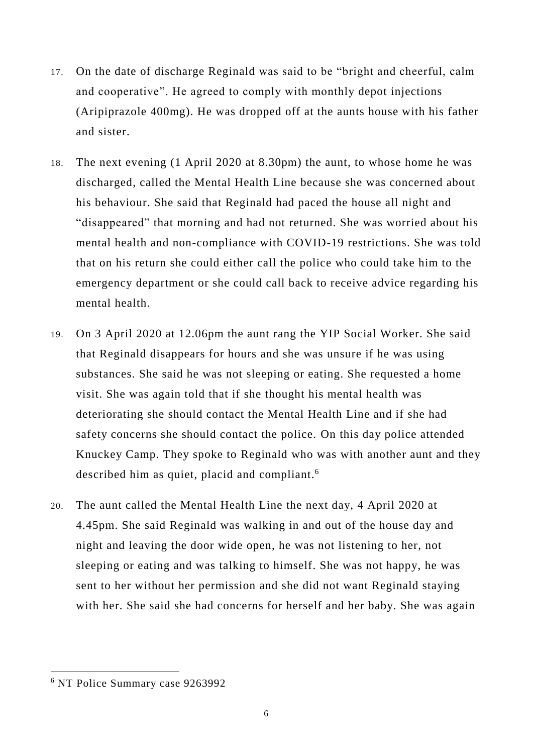17. On the date of discharge Reginald was said to be "bright and cheerful, calm and cooperative". He agreed to comply with monthly depot injections (Aripiprazole 400mg). He was dropped off at the aunts house with his father and sister.

18. The next evening (1 April 2020 at 8.30pm) the aunt, to whose home he was discharged, called the Mental Health Line because she was concerned about his behaviour. She said that Reginald had paced the house all night and "disappeared" that morning and had not returned. She was worried about his mental health and non-compliance with COVID-19 restrictions. She was told that on his return she could either call the police who could take him to the emergency department or she could call back to receive advice regarding his mental health.

19. On 3 April 2020 at 12.06pm the aunt rang the YIP Social Worker. She said that Reginald disappears for hours and she was unsure if he was using substances. She said he was not sleeping or eating. She requested a home visit. She was again told that if she thought his mental health was deteriorating she should contact the Mental Health Line and if she had safety concerns she should contact the police. On this day police attended Knuckey Camp. They spoke to Reginald who was with another aunt and they described him as quiet, placid and compliant.[6]

20. The aunt called the Mental Health Line the next day, 4 April 2020 at 4.45pm. She said Reginald was walking in and out of the house day and night and leaving the door wide open, he was not listening to her, not sleeping or eating and was talking to himself. She was not happy, he was sent to her without her permission and she did not want Reginald staying with her. She said she had concerns for herself and her baby. She was again

[6] NT Police Summary case 9263992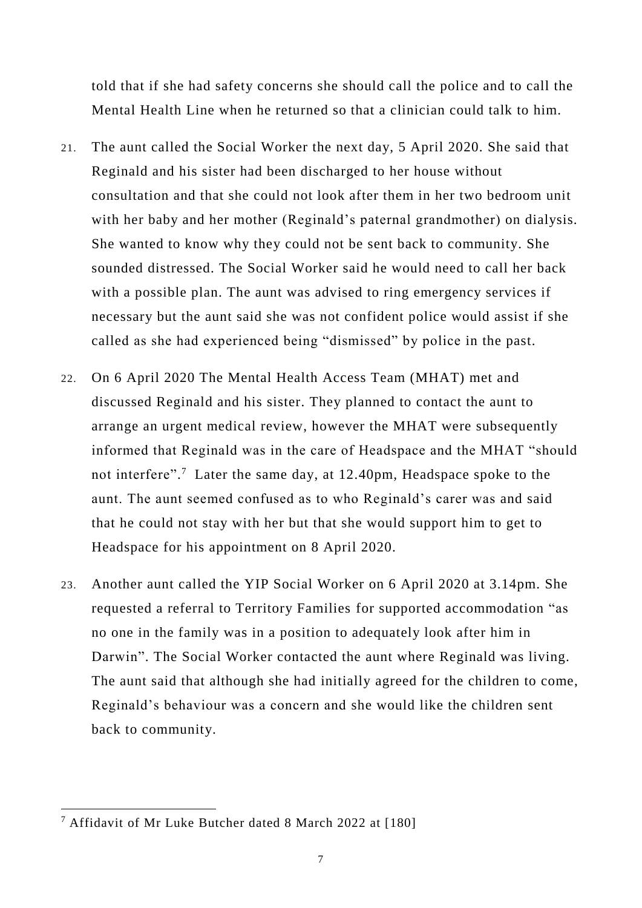told that if she had safety concerns she should call the police and to call the Mental Health Line when he returned so that a clinician could talk to him.

21. The aunt called the Social Worker the next day, 5 April 2020. She said that Reginald and his sister had been discharged to her house without consultation and that she could not look after them in her two bedroom unit with her baby and her mother (Reginald's paternal grandmother) on dialysis. She wanted to know why they could not be sent back to community. She sounded distressed. The Social Worker said he would need to call her back with a possible plan. The aunt was advised to ring emergency services if necessary but the aunt said she was not confident police would assist if she called as she had experienced being "dismissed" by police in the past.

22. On 6 April 2020 The Mental Health Access Team (MHAT) met and discussed Reginald and his sister. They planned to contact the aunt to arrange an urgent medical review, however the MHAT were subsequently informed that Reginald was in the care of Headspace and the MHAT "should not interfere".[7] Later the same day, at 12.40pm, Headspace spoke to the aunt. The aunt seemed confused as to who Reginald's carer was and said that he could not stay with her but that she would support him to get to Headspace for his appointment on 8 April 2020.

23. Another aunt called the YIP Social Worker on 6 April 2020 at 3.14pm. She requested a referral to Territory Families for supported accommodation "as no one in the family was in a position to adequately look after him in Darwin". The Social Worker contacted the aunt where Reginald was living. The aunt said that although she had initially agreed for the children to come, Reginald's behaviour was a concern and she would like the children sent back to community.

---

[7] Affidavit of Mr Luke Butcher dated 8 March 2022 at [180]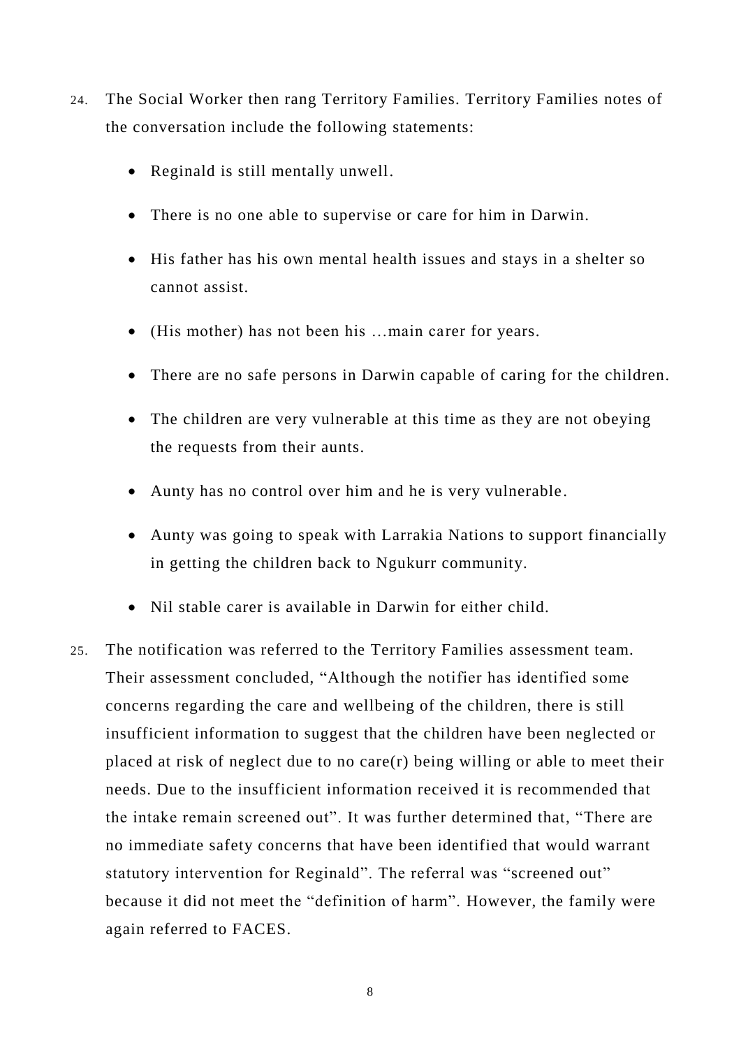24. The Social Worker then rang Territory Families. Territory Families notes of the conversation include the following statements:

    - Reginald is still mentally unwell.
    - There is no one able to supervise or care for him in Darwin.
    - His father has his own mental health issues and stays in a shelter so cannot assist.
    - (His mother) has not been his …main carer for years.
    - There are no safe persons in Darwin capable of caring for the children.
    - The children are very vulnerable at this time as they are not obeying the requests from their aunts.
    - Aunty has no control over him and he is very vulnerable.
    - Aunty was going to speak with Larrakia Nations to support financially in getting the children back to Ngukurr community.
    - Nil stable carer is available in Darwin for either child.

25. The notification was referred to the Territory Families assessment team. Their assessment concluded, "Although the notifier has identified some concerns regarding the care and wellbeing of the children, there is still insufficient information to suggest that the children have been neglected or placed at risk of neglect due to no care(r) being willing or able to meet their needs. Due to the insufficient information received it is recommended that the intake remain screened out". It was further determined that, "There are no immediate safety concerns that have been identified that would warrant statutory intervention for Reginald". The referral was "screened out" because it did not meet the "definition of harm". However, the family were again referred to FACES.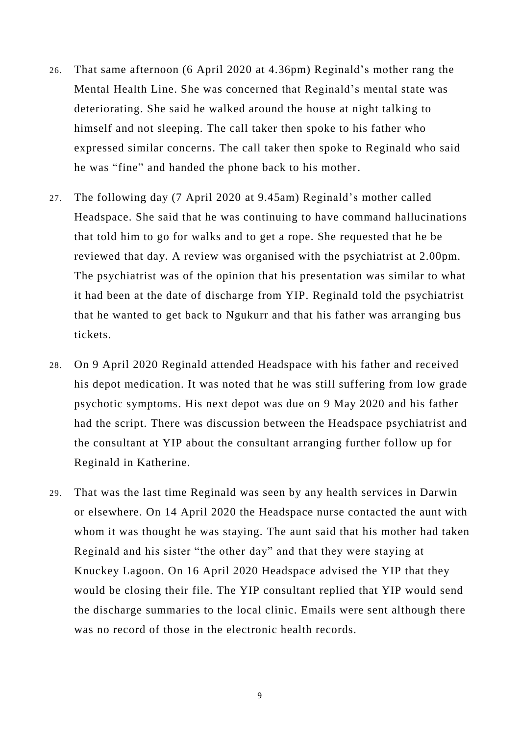26. That same afternoon (6 April 2020 at 4.36pm) Reginald's mother rang the Mental Health Line. She was concerned that Reginald's mental state was deteriorating. She said he walked around the house at night talking to himself and not sleeping. The call taker then spoke to his father who expressed similar concerns. The call taker then spoke to Reginald who said he was "fine" and handed the phone back to his mother.

27. The following day (7 April 2020 at 9.45am) Reginald's mother called Headspace. She said that he was continuing to have command hallucinations that told him to go for walks and to get a rope. She requested that he be reviewed that day. A review was organised with the psychiatrist at 2.00pm. The psychiatrist was of the opinion that his presentation was similar to what it had been at the date of discharge from YIP. Reginald told the psychiatrist that he wanted to get back to Ngukurr and that his father was arranging bus tickets.

28. On 9 April 2020 Reginald attended Headspace with his father and received his depot medication. It was noted that he was still suffering from low grade psychotic symptoms. His next depot was due on 9 May 2020 and his father had the script. There was discussion between the Headspace psychiatrist and the consultant at YIP about the consultant arranging further follow up for Reginald in Katherine.

29. That was the last time Reginald was seen by any health services in Darwin or elsewhere. On 14 April 2020 the Headspace nurse contacted the aunt with whom it was thought he was staying. The aunt said that his mother had taken Reginald and his sister "the other day" and that they were staying at Knuckey Lagoon. On 16 April 2020 Headspace advised the YIP that they would be closing their file. The YIP consultant replied that YIP would send the discharge summaries to the local clinic. Emails were sent although there was no record of those in the electronic health records.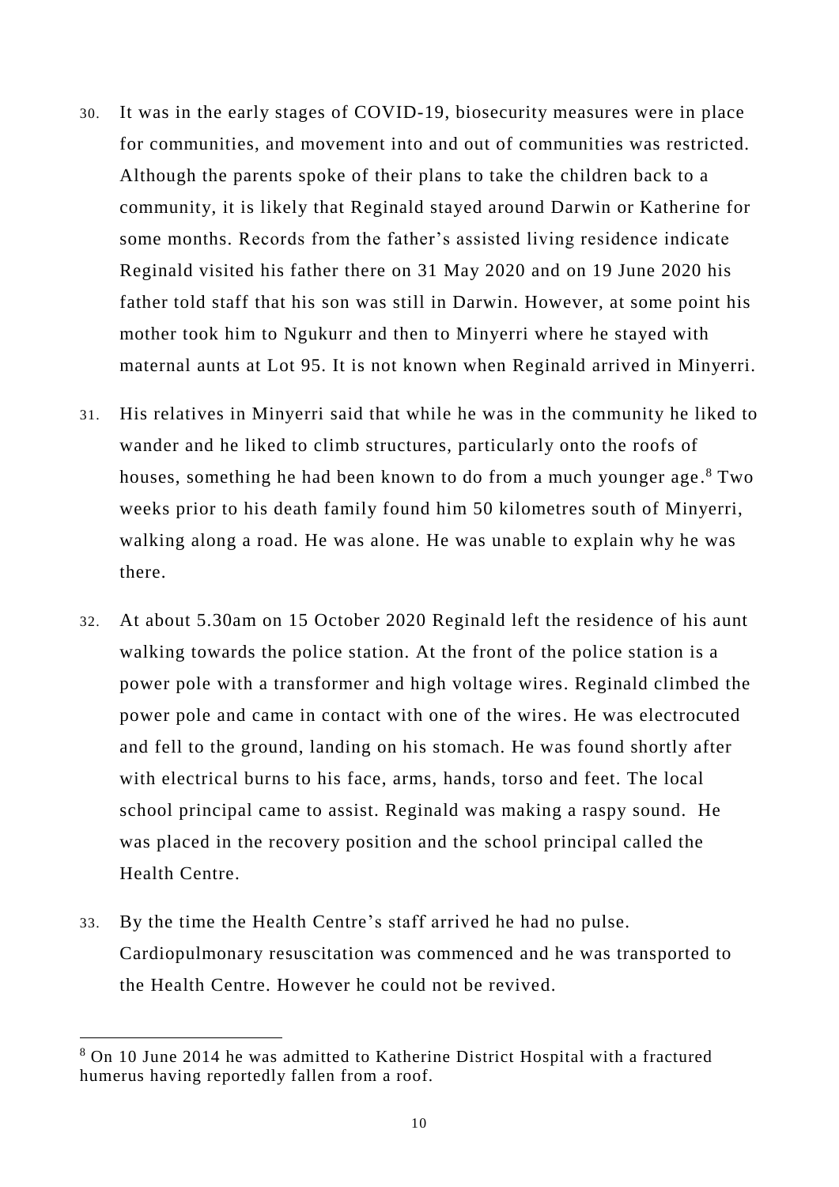30. It was in the early stages of COVID-19, biosecurity measures were in place for communities, and movement into and out of communities was restricted. Although the parents spoke of their plans to take the children back to a community, it is likely that Reginald stayed around Darwin or Katherine for some months. Records from the father's assisted living residence indicate Reginald visited his father there on 31 May 2020 and on 19 June 2020 his father told staff that his son was still in Darwin. However, at some point his mother took him to Ngukurr and then to Minyerri where he stayed with maternal aunts at Lot 95. It is not known when Reginald arrived in Minyerri.

31. His relatives in Minyerri said that while he was in the community he liked to wander and he liked to climb structures, particularly onto the roofs of houses, something he had been known to do from a much younger age.[8] Two weeks prior to his death family found him 50 kilometres south of Minyerri, walking along a road. He was alone. He was unable to explain why he was there.

32. At about 5.30am on 15 October 2020 Reginald left the residence of his aunt walking towards the police station. At the front of the police station is a power pole with a transformer and high voltage wires. Reginald climbed the power pole and came in contact with one of the wires. He was electrocuted and fell to the ground, landing on his stomach. He was found shortly after with electrical burns to his face, arms, hands, torso and feet. The local school principal came to assist. Reginald was making a raspy sound. He was placed in the recovery position and the school principal called the Health Centre.

33. By the time the Health Centre's staff arrived he had no pulse. Cardiopulmonary resuscitation was commenced and he was transported to the Health Centre. However he could not be revived.

---

[8] On 10 June 2014 he was admitted to Katherine District Hospital with a fractured humerus having reportedly fallen from a roof.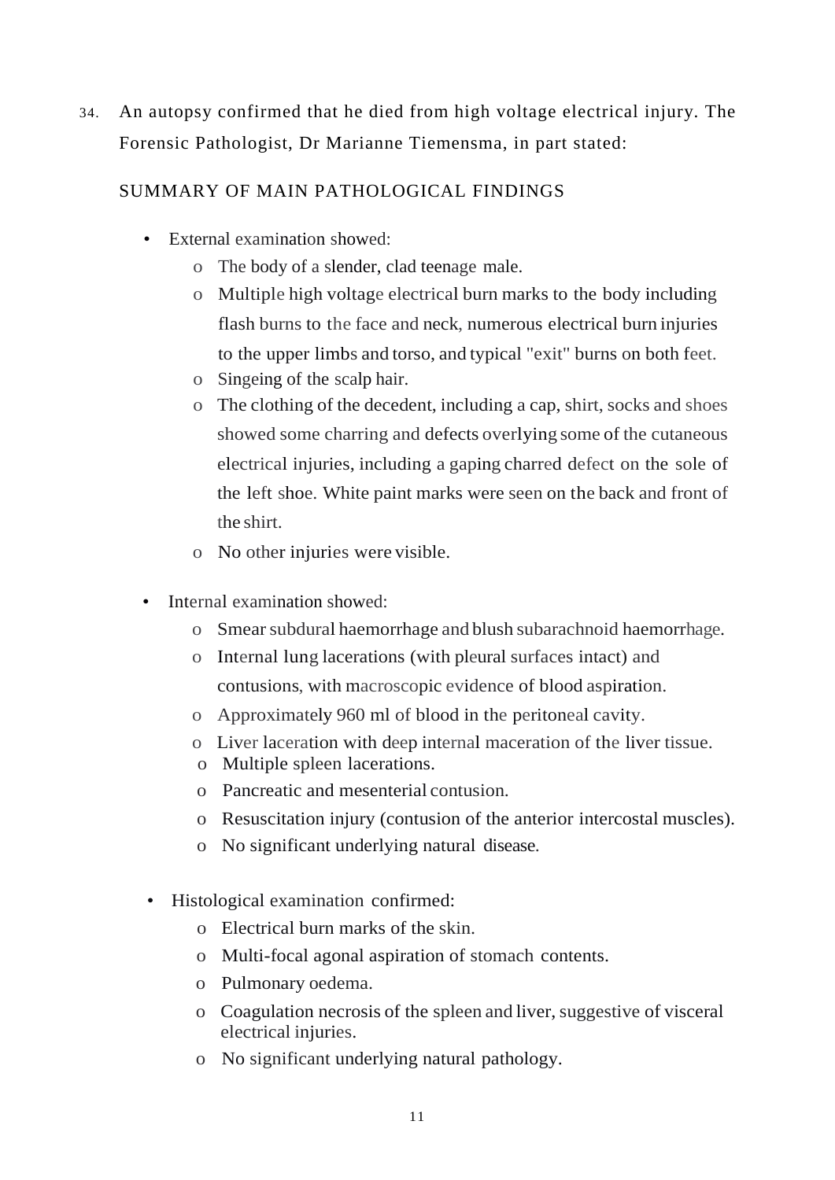34. An autopsy confirmed that he died from high voltage electrical injury. The Forensic Pathologist, Dr Marianne Tiemensma, in part stated:

SUMMARY OF MAIN PATHOLOGICAL FINDINGS

- External examination showed:
  - The body of a slender, clad teenage male.
  - Multiple high voltage electrical burn marks to the body including flash burns to the face and neck, numerous electrical burn injuries to the upper limbs and torso, and typical "exit" burns on both feet.
  - Singeing of the scalp hair.
  - The clothing of the decedent, including a cap, shirt, socks and shoes showed some charring and defects overlying some of the cutaneous electrical injuries, including a gaping charred defect on the sole of the left shoe. White paint marks were seen on the back and front of the shirt.
  - No other injuries were visible.

- Internal examination showed:
  - Smear subdural haemorrhage and blush subarachnoid haemorrhage.
  - Internal lung lacerations (with pleural surfaces intact) and contusions, with macroscopic evidence of blood aspiration.
  - Approximately 960 ml of blood in the peritoneal cavity.
  - Liver laceration with deep internal maceration of the liver tissue.
  - Multiple spleen lacerations.
  - Pancreatic and mesenterial contusion.
  - Resuscitation injury (contusion of the anterior intercostal muscles).
  - No significant underlying natural disease.

- Histological examination confirmed:
  - Electrical burn marks of the skin.
  - Multi-focal agonal aspiration of stomach contents.
  - Pulmonary oedema.
  - Coagulation necrosis of the spleen and liver, suggestive of visceral electrical injuries.
  - No significant underlying natural pathology.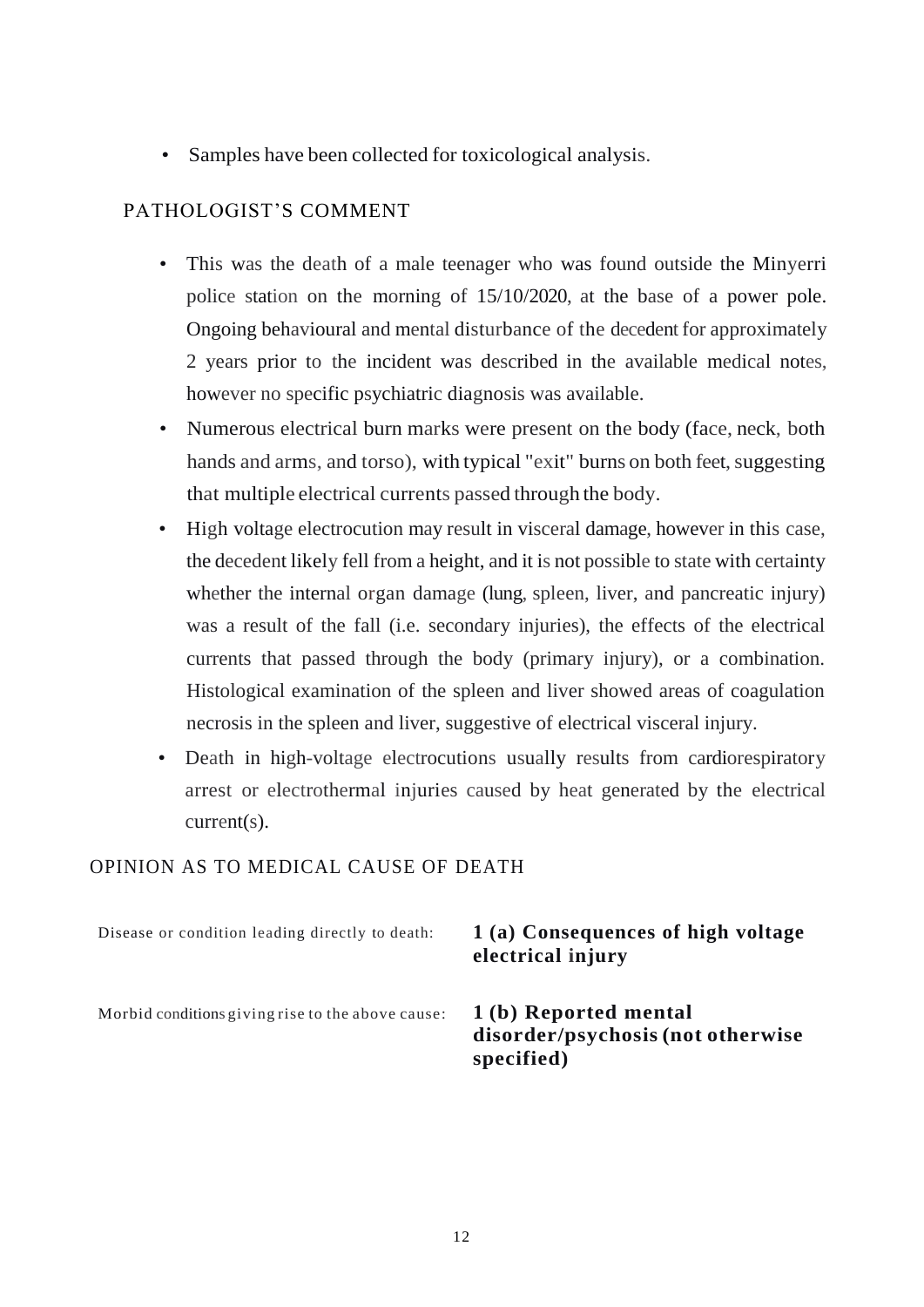- Samples have been collected for toxicological analysis.

## PATHOLOGIST'S COMMENT

- This was the death of a male teenager who was found outside the Minyerri police station on the morning of 15/10/2020, at the base of a power pole. Ongoing behavioural and mental disturbance of the decedent for approximately 2 years prior to the incident was described in the available medical notes, however no specific psychiatric diagnosis was available.
- Numerous electrical burn marks were present on the body (face, neck, both hands and arms, and torso), with typical "exit" burns on both feet, suggesting that multiple electrical currents passed through the body.
- High voltage electrocution may result in visceral damage, however in this case, the decedent likely fell from a height, and it is not possible to state with certainty whether the internal organ damage (lung, spleen, liver, and pancreatic injury) was a result of the fall (i.e. secondary injuries), the effects of the electrical currents that passed through the body (primary injury), or a combination. Histological examination of the spleen and liver showed areas of coagulation necrosis in the spleen and liver, suggestive of electrical visceral injury.
- Death in high-voltage electrocutions usually results from cardiorespiratory arrest or electrothermal injuries caused by heat generated by the electrical current(s).

## OPINION AS TO MEDICAL CAUSE OF DEATH

| | |
|---|---|
| Disease or condition leading directly to death: | **1 (a) Consequences of high voltage electrical injury** |
| Morbid conditions giving rise to the above cause: | **1 (b) Reported mental disorder/psychosis (not otherwise specified)** |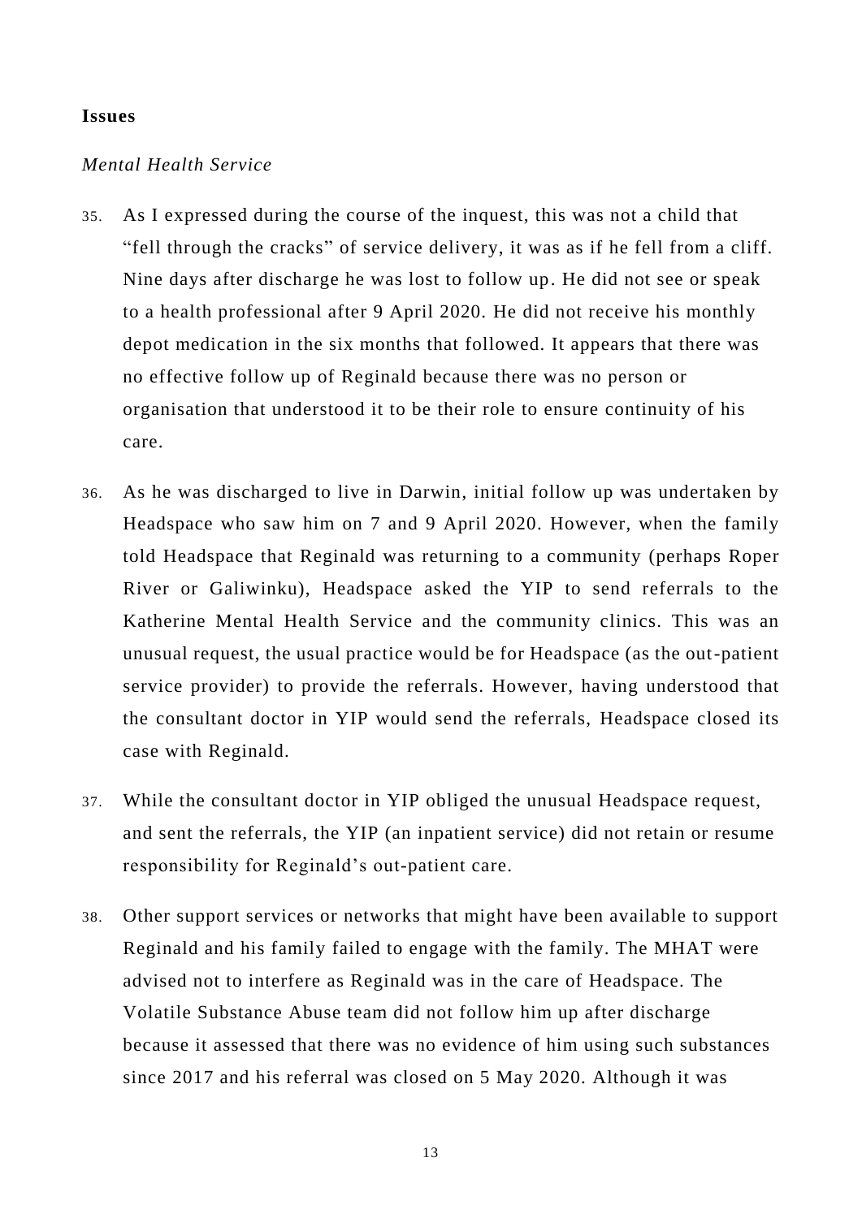**Issues**

*Mental Health Service*

35. As I expressed during the course of the inquest, this was not a child that "fell through the cracks" of service delivery, it was as if he fell from a cliff. Nine days after discharge he was lost to follow up. He did not see or speak to a health professional after 9 April 2020. He did not receive his monthly depot medication in the six months that followed. It appears that there was no effective follow up of Reginald because there was no person or organisation that understood it to be their role to ensure continuity of his care.

36. As he was discharged to live in Darwin, initial follow up was undertaken by Headspace who saw him on 7 and 9 April 2020. However, when the family told Headspace that Reginald was returning to a community (perhaps Roper River or Galiwinku), Headspace asked the YIP to send referrals to the Katherine Mental Health Service and the community clinics. This was an unusual request, the usual practice would be for Headspace (as the out-patient service provider) to provide the referrals. However, having understood that the consultant doctor in YIP would send the referrals, Headspace closed its case with Reginald.

37. While the consultant doctor in YIP obliged the unusual Headspace request, and sent the referrals, the YIP (an inpatient service) did not retain or resume responsibility for Reginald's out-patient care.

38. Other support services or networks that might have been available to support Reginald and his family failed to engage with the family. The MHAT were advised not to interfere as Reginald was in the care of Headspace. The Volatile Substance Abuse team did not follow him up after discharge because it assessed that there was no evidence of him using such substances since 2017 and his referral was closed on 5 May 2020. Although it was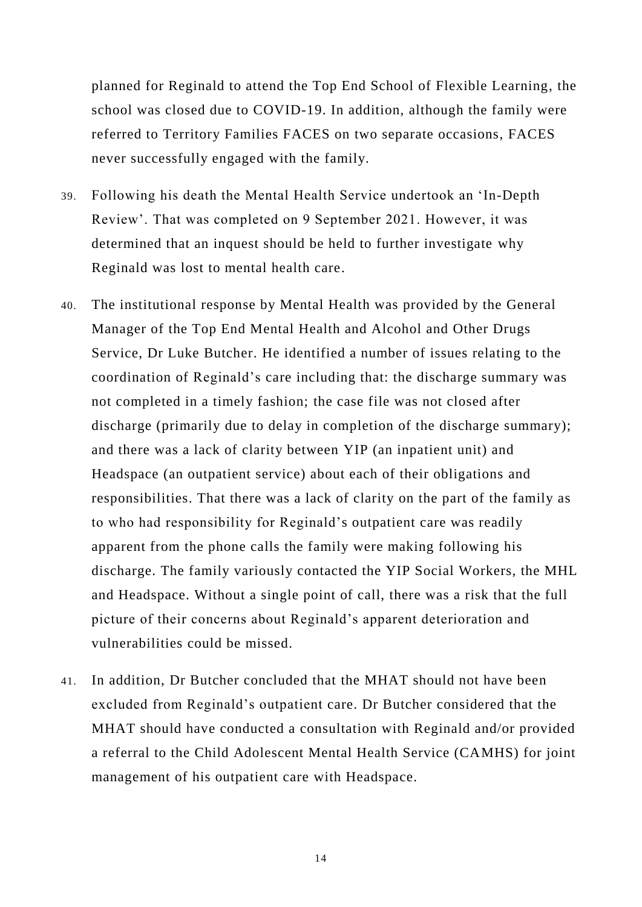planned for Reginald to attend the Top End School of Flexible Learning, the school was closed due to COVID-19. In addition, although the family were referred to Territory Families FACES on two separate occasions, FACES never successfully engaged with the family.

39. Following his death the Mental Health Service undertook an 'In-Depth Review'. That was completed on 9 September 2021. However, it was determined that an inquest should be held to further investigate why Reginald was lost to mental health care.

40. The institutional response by Mental Health was provided by the General Manager of the Top End Mental Health and Alcohol and Other Drugs Service, Dr Luke Butcher. He identified a number of issues relating to the coordination of Reginald's care including that: the discharge summary was not completed in a timely fashion; the case file was not closed after discharge (primarily due to delay in completion of the discharge summary); and there was a lack of clarity between YIP (an inpatient unit) and Headspace (an outpatient service) about each of their obligations and responsibilities. That there was a lack of clarity on the part of the family as to who had responsibility for Reginald's outpatient care was readily apparent from the phone calls the family were making following his discharge. The family variously contacted the YIP Social Workers, the MHL and Headspace. Without a single point of call, there was a risk that the full picture of their concerns about Reginald's apparent deterioration and vulnerabilities could be missed.

41. In addition, Dr Butcher concluded that the MHAT should not have been excluded from Reginald's outpatient care. Dr Butcher considered that the MHAT should have conducted a consultation with Reginald and/or provided a referral to the Child Adolescent Mental Health Service (CAMHS) for joint management of his outpatient care with Headspace.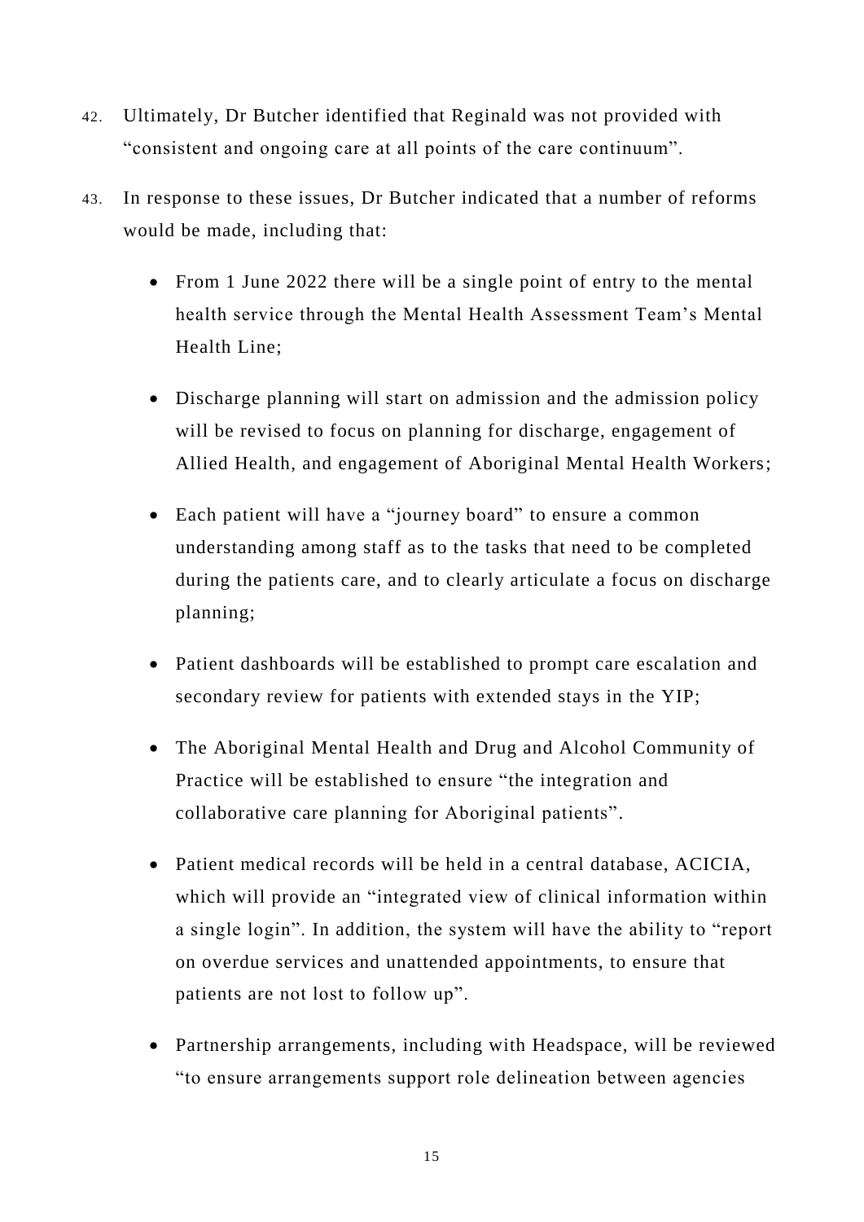42. Ultimately, Dr Butcher identified that Reginald was not provided with "consistent and ongoing care at all points of the care continuum".

43. In response to these issues, Dr Butcher indicated that a number of reforms would be made, including that:

    - From 1 June 2022 there will be a single point of entry to the mental health service through the Mental Health Assessment Team's Mental Health Line;

    - Discharge planning will start on admission and the admission policy will be revised to focus on planning for discharge, engagement of Allied Health, and engagement of Aboriginal Mental Health Workers;

    - Each patient will have a "journey board" to ensure a common understanding among staff as to the tasks that need to be completed during the patients care, and to clearly articulate a focus on discharge planning;

    - Patient dashboards will be established to prompt care escalation and secondary review for patients with extended stays in the YIP;

    - The Aboriginal Mental Health and Drug and Alcohol Community of Practice will be established to ensure "the integration and collaborative care planning for Aboriginal patients".

    - Patient medical records will be held in a central database, ACICIA, which will provide an "integrated view of clinical information within a single login". In addition, the system will have the ability to "report on overdue services and unattended appointments, to ensure that patients are not lost to follow up".

    - Partnership arrangements, including with Headspace, will be reviewed "to ensure arrangements support role delineation between agencies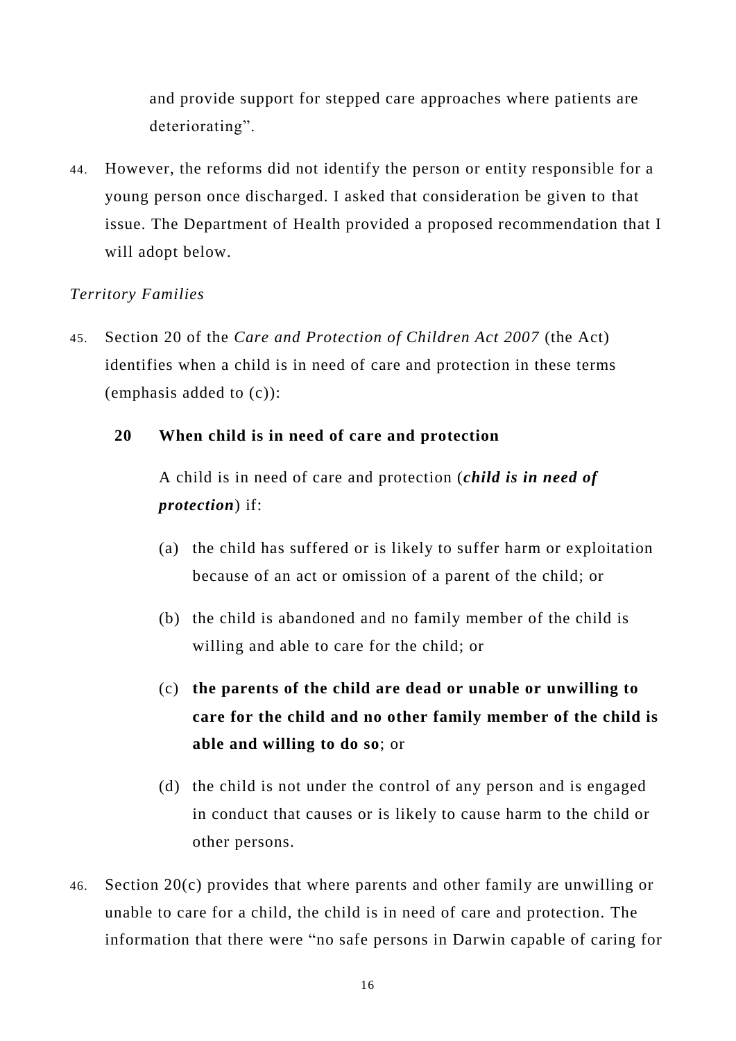and provide support for stepped care approaches where patients are deteriorating".

44. However, the reforms did not identify the person or entity responsible for a young person once discharged. I asked that consideration be given to that issue. The Department of Health provided a proposed recommendation that I will adopt below.

*Territory Families*

45. Section 20 of the *Care and Protection of Children Act 2007* (the Act) identifies when a child is in need of care and protection in these terms (emphasis added to (c)):

> **20 When child is in need of care and protection**
>
> A child is in need of care and protection (***child is in need of protection***) if:
>
> (a) the child has suffered or is likely to suffer harm or exploitation because of an act or omission of a parent of the child; or
>
> (b) the child is abandoned and no family member of the child is willing and able to care for the child; or
>
> (c) **the parents of the child are dead or unable or unwilling to care for the child and no other family member of the child is able and willing to do so**; or
>
> (d) the child is not under the control of any person and is engaged in conduct that causes or is likely to cause harm to the child or other persons.

46. Section 20(c) provides that where parents and other family are unwilling or unable to care for a child, the child is in need of care and protection. The information that there were "no safe persons in Darwin capable of caring for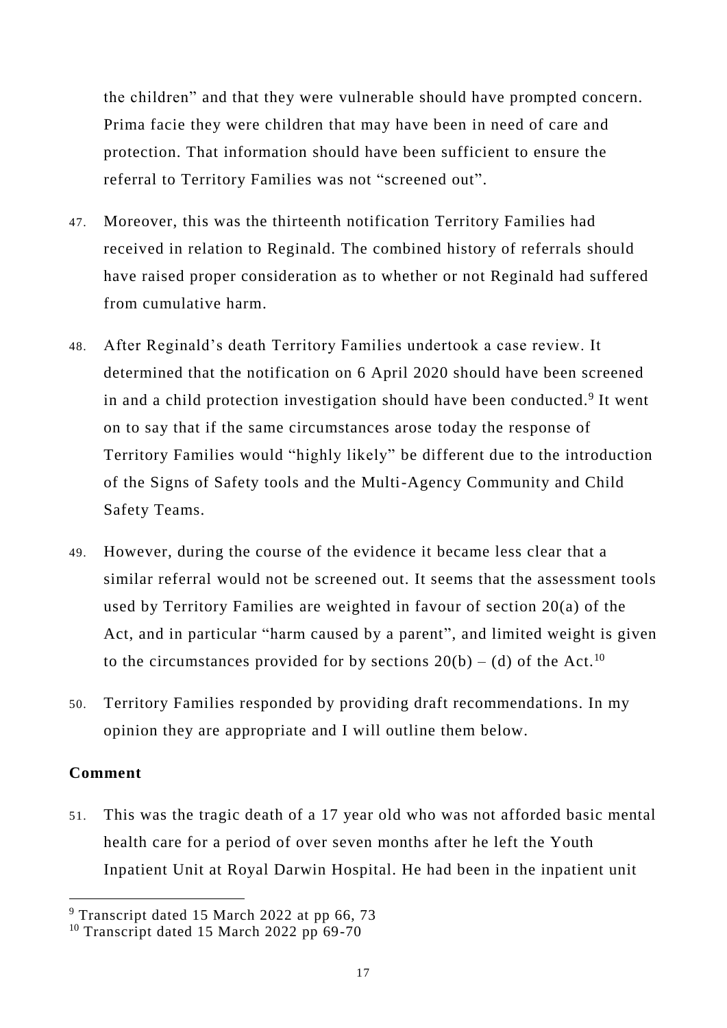the children" and that they were vulnerable should have prompted concern. Prima facie they were children that may have been in need of care and protection. That information should have been sufficient to ensure the referral to Territory Families was not "screened out".

47. Moreover, this was the thirteenth notification Territory Families had received in relation to Reginald. The combined history of referrals should have raised proper consideration as to whether or not Reginald had suffered from cumulative harm.

48. After Reginald's death Territory Families undertook a case review. It determined that the notification on 6 April 2020 should have been screened in and a child protection investigation should have been conducted.[9] It went on to say that if the same circumstances arose today the response of Territory Families would "highly likely" be different due to the introduction of the Signs of Safety tools and the Multi-Agency Community and Child Safety Teams.

49. However, during the course of the evidence it became less clear that a similar referral would not be screened out. It seems that the assessment tools used by Territory Families are weighted in favour of section 20(a) of the Act, and in particular "harm caused by a parent", and limited weight is given to the circumstances provided for by sections 20(b) – (d) of the Act.[10]

50. Territory Families responded by providing draft recommendations. In my opinion they are appropriate and I will outline them below.

**Comment**

51. This was the tragic death of a 17 year old who was not afforded basic mental health care for a period of over seven months after he left the Youth Inpatient Unit at Royal Darwin Hospital. He had been in the inpatient unit

---

[9] Transcript dated 15 March 2022 at pp 66, 73

[10] Transcript dated 15 March 2022 pp 69-70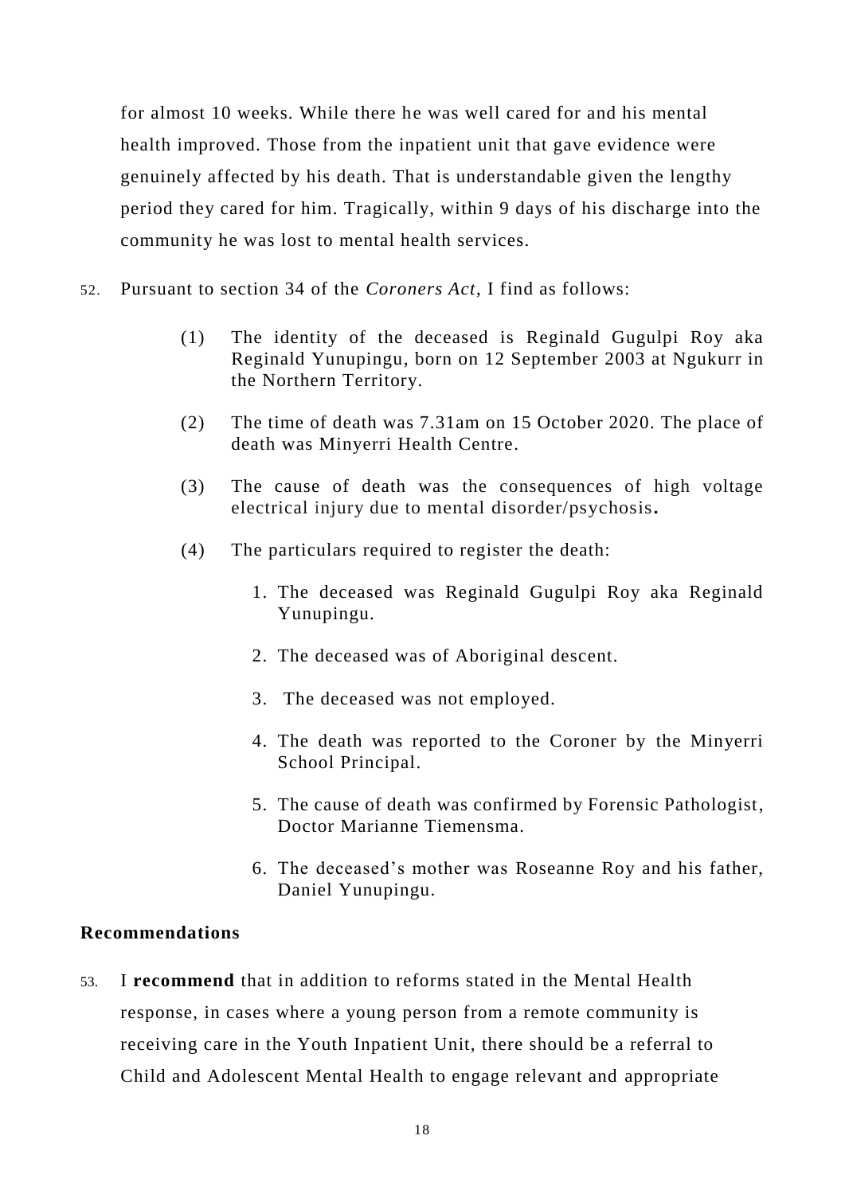for almost 10 weeks. While there he was well cared for and his mental health improved. Those from the inpatient unit that gave evidence were genuinely affected by his death. That is understandable given the lengthy period they cared for him. Tragically, within 9 days of his discharge into the community he was lost to mental health services.

52. Pursuant to section 34 of the *Coroners Act*, I find as follows:

   (1) The identity of the deceased is Reginald Gugulpi Roy aka Reginald Yunupingu, born on 12 September 2003 at Ngukurr in the Northern Territory.

   (2) The time of death was 7.31am on 15 October 2020. The place of death was Minyerri Health Centre.

   (3) The cause of death was the consequences of high voltage electrical injury due to mental disorder/psychosis**.**

   (4) The particulars required to register the death:

      1. The deceased was Reginald Gugulpi Roy aka Reginald Yunupingu.

      2. The deceased was of Aboriginal descent.

      3. The deceased was not employed.

      4. The death was reported to the Coroner by the Minyerri School Principal.

      5. The cause of death was confirmed by Forensic Pathologist, Doctor Marianne Tiemensma.

      6. The deceased's mother was Roseanne Roy and his father, Daniel Yunupingu.

## Recommendations

53. I **recommend** that in addition to reforms stated in the Mental Health response, in cases where a young person from a remote community is receiving care in the Youth Inpatient Unit, there should be a referral to Child and Adolescent Mental Health to engage relevant and appropriate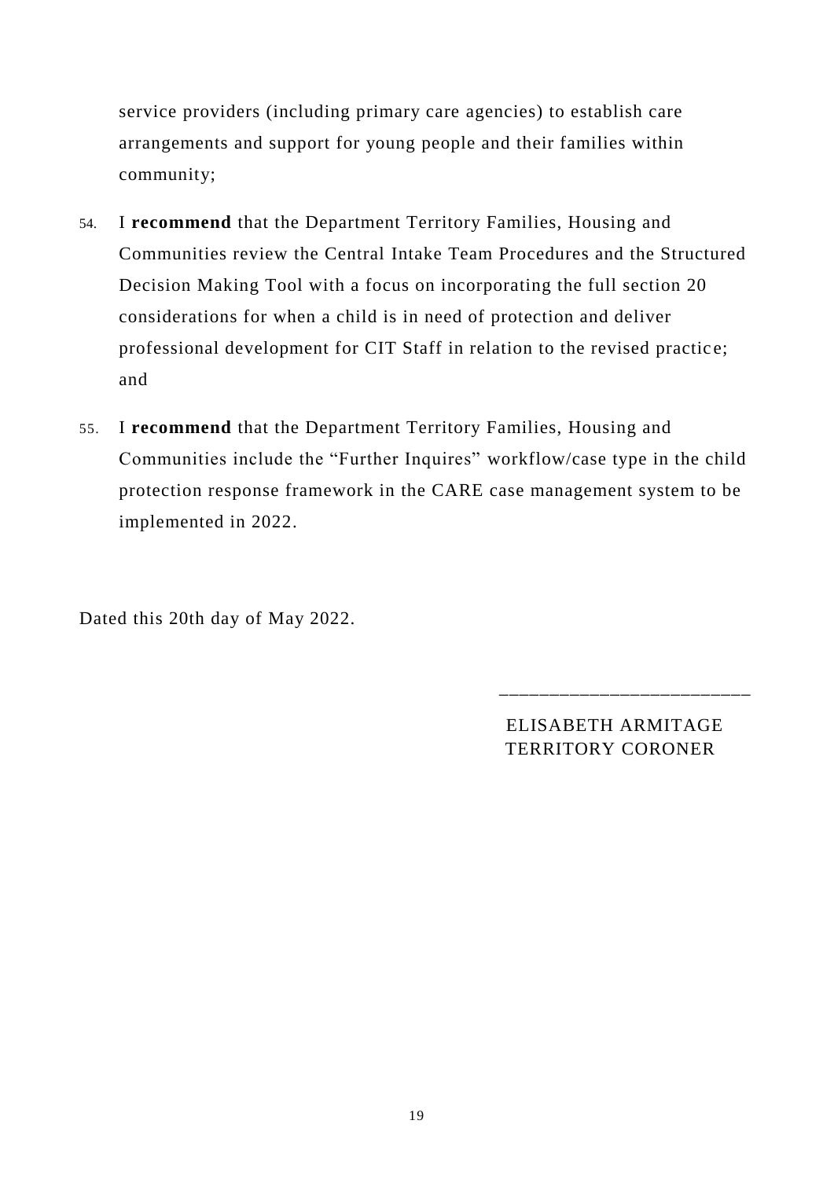service providers (including primary care agencies) to establish care arrangements and support for young people and their families within community;

54. I **recommend** that the Department Territory Families, Housing and Communities review the Central Intake Team Procedures and the Structured Decision Making Tool with a focus on incorporating the full section 20 considerations for when a child is in need of protection and deliver professional development for CIT Staff in relation to the revised practice; and

55. I **recommend** that the Department Territory Families, Housing and Communities include the "Further Inquires" workflow/case type in the child protection response framework in the CARE case management system to be implemented in 2022.

Dated this 20th day of May 2022.

_________________________

ELISABETH ARMITAGE
TERRITORY CORONER